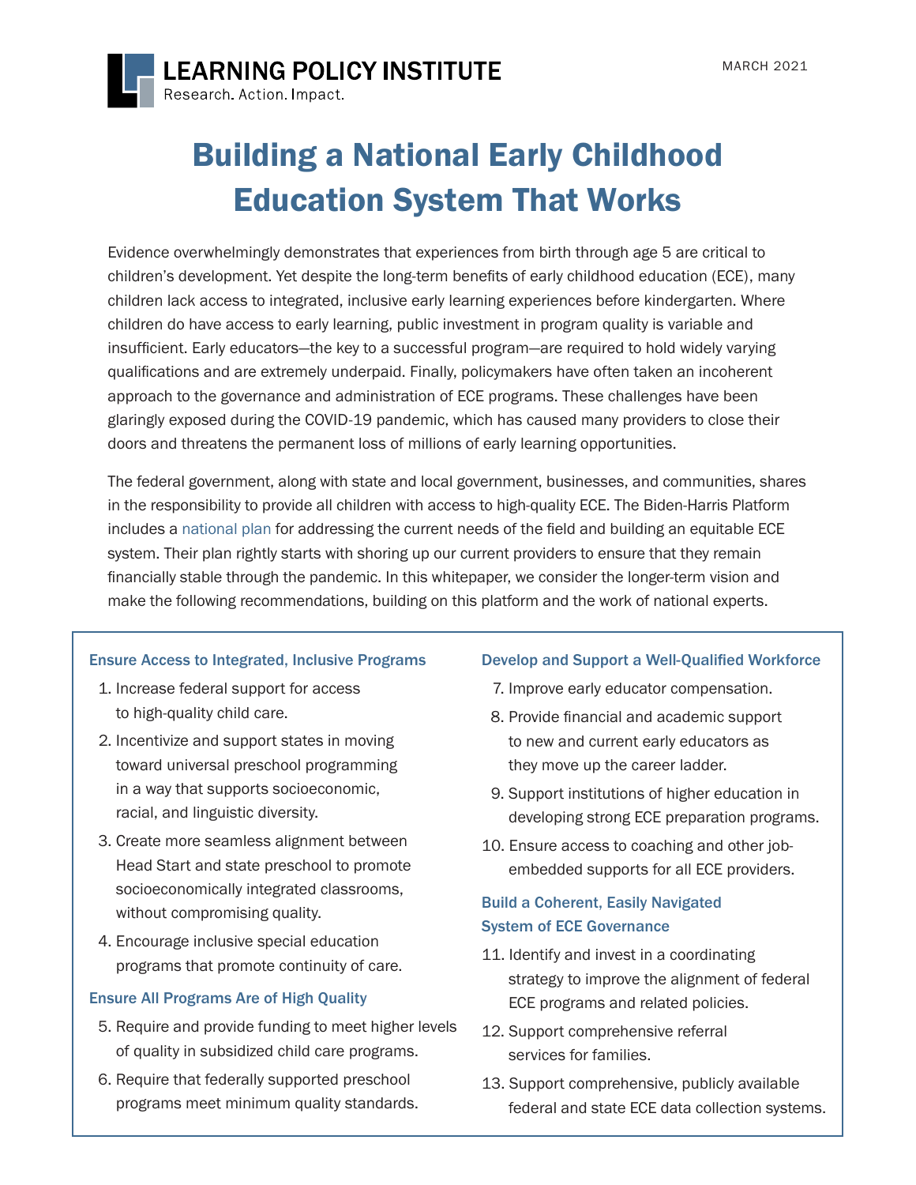LEARNING POLICY INSTITUTE
Research. Action. Impact.

MARCH 2021

# Building a National Early Childhood Education System That Works

Evidence overwhelmingly demonstrates that experiences from birth through age 5 are critical to children's development. Yet despite the long-term benefits of early childhood education (ECE), many children lack access to integrated, inclusive early learning experiences before kindergarten. Where children do have access to early learning, public investment in program quality is variable and insufficient. Early educators—the key to a successful program—are required to hold widely varying qualifications and are extremely underpaid. Finally, policymakers have often taken an incoherent approach to the governance and administration of ECE programs. These challenges have been glaringly exposed during the COVID-19 pandemic, which has caused many providers to close their doors and threatens the permanent loss of millions of early learning opportunities.

The federal government, along with state and local government, businesses, and communities, shares in the responsibility to provide all children with access to high-quality ECE. The Biden-Harris Platform includes a national plan for addressing the current needs of the field and building an equitable ECE system. Their plan rightly starts with shoring up our current providers to ensure that they remain financially stable through the pandemic. In this whitepaper, we consider the longer-term vision and make the following recommendations, building on this platform and the work of national experts.

### Ensure Access to Integrated, Inclusive Programs

1. Increase federal support for access to high-quality child care.
2. Incentivize and support states in moving toward universal preschool programming in a way that supports socioeconomic, racial, and linguistic diversity.
3. Create more seamless alignment between Head Start and state preschool to promote socioeconomically integrated classrooms, without compromising quality.
4. Encourage inclusive special education programs that promote continuity of care.

### Ensure All Programs Are of High Quality

5. Require and provide funding to meet higher levels of quality in subsidized child care programs.
6. Require that federally supported preschool programs meet minimum quality standards.

### Develop and Support a Well-Qualified Workforce

7. Improve early educator compensation.
8. Provide financial and academic support to new and current early educators as they move up the career ladder.
9. Support institutions of higher education in developing strong ECE preparation programs.
10. Ensure access to coaching and other job-embedded supports for all ECE providers.

### Build a Coherent, Easily Navigated System of ECE Governance

11. Identify and invest in a coordinating strategy to improve the alignment of federal ECE programs and related policies.
12. Support comprehensive referral services for families.
13. Support comprehensive, publicly available federal and state ECE data collection systems.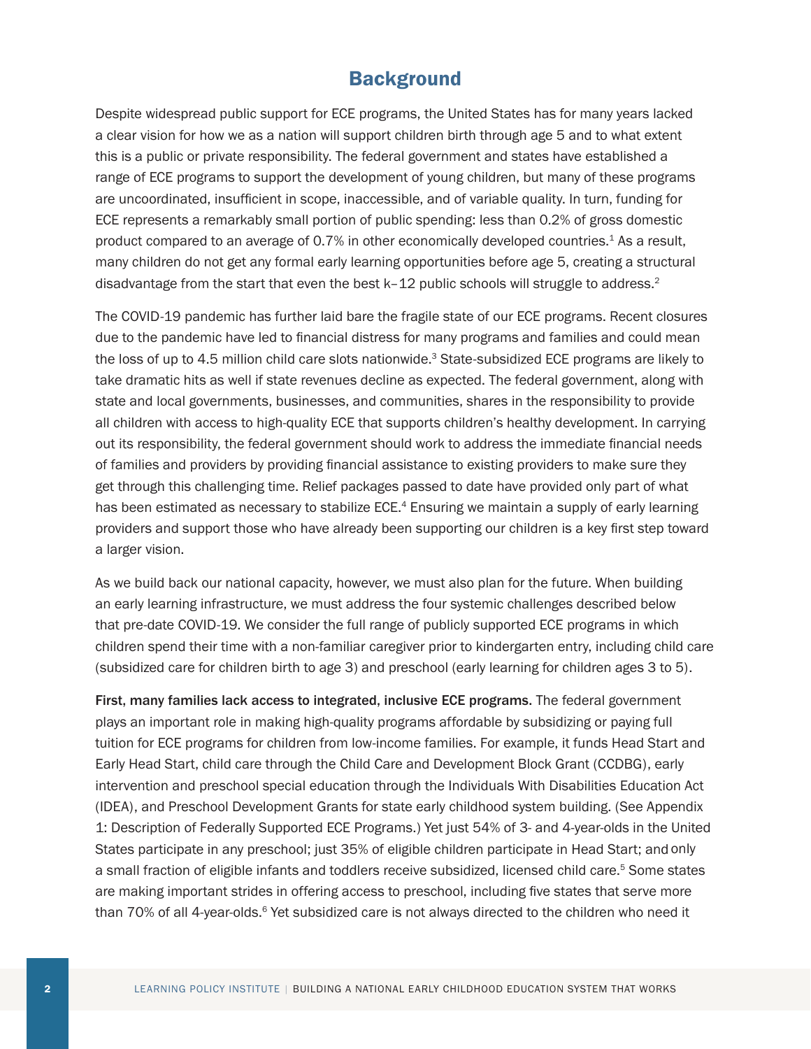## Background

Despite widespread public support for ECE programs, the United States has for many years lacked a clear vision for how we as a nation will support children birth through age 5 and to what extent this is a public or private responsibility. The federal government and states have established a range of ECE programs to support the development of young children, but many of these programs are uncoordinated, insufficient in scope, inaccessible, and of variable quality. In turn, funding for ECE represents a remarkably small portion of public spending: less than 0.2% of gross domestic product compared to an average of 0.7% in other economically developed countries.[1] As a result, many children do not get any formal early learning opportunities before age 5, creating a structural disadvantage from the start that even the best k–12 public schools will struggle to address.[2]

The COVID-19 pandemic has further laid bare the fragile state of our ECE programs. Recent closures due to the pandemic have led to financial distress for many programs and families and could mean the loss of up to 4.5 million child care slots nationwide.[3] State-subsidized ECE programs are likely to take dramatic hits as well if state revenues decline as expected. The federal government, along with state and local governments, businesses, and communities, shares in the responsibility to provide all children with access to high-quality ECE that supports children's healthy development. In carrying out its responsibility, the federal government should work to address the immediate financial needs of families and providers by providing financial assistance to existing providers to make sure they get through this challenging time. Relief packages passed to date have provided only part of what has been estimated as necessary to stabilize ECE.[4] Ensuring we maintain a supply of early learning providers and support those who have already been supporting our children is a key first step toward a larger vision.

As we build back our national capacity, however, we must also plan for the future. When building an early learning infrastructure, we must address the four systemic challenges described below that pre-date COVID-19. We consider the full range of publicly supported ECE programs in which children spend their time with a non-familiar caregiver prior to kindergarten entry, including child care (subsidized care for children birth to age 3) and preschool (early learning for children ages 3 to 5).

**First, many families lack access to integrated, inclusive ECE programs.** The federal government plays an important role in making high-quality programs affordable by subsidizing or paying full tuition for ECE programs for children from low-income families. For example, it funds Head Start and Early Head Start, child care through the Child Care and Development Block Grant (CCDBG), early intervention and preschool special education through the Individuals With Disabilities Education Act (IDEA), and Preschool Development Grants for state early childhood system building. (See Appendix 1: Description of Federally Supported ECE Programs.) Yet just 54% of 3- and 4-year-olds in the United States participate in any preschool; just 35% of eligible children participate in Head Start; and only a small fraction of eligible infants and toddlers receive subsidized, licensed child care.[5] Some states are making important strides in offering access to preschool, including five states that serve more than 70% of all 4-year-olds.[6] Yet subsidized care is not always directed to the children who need it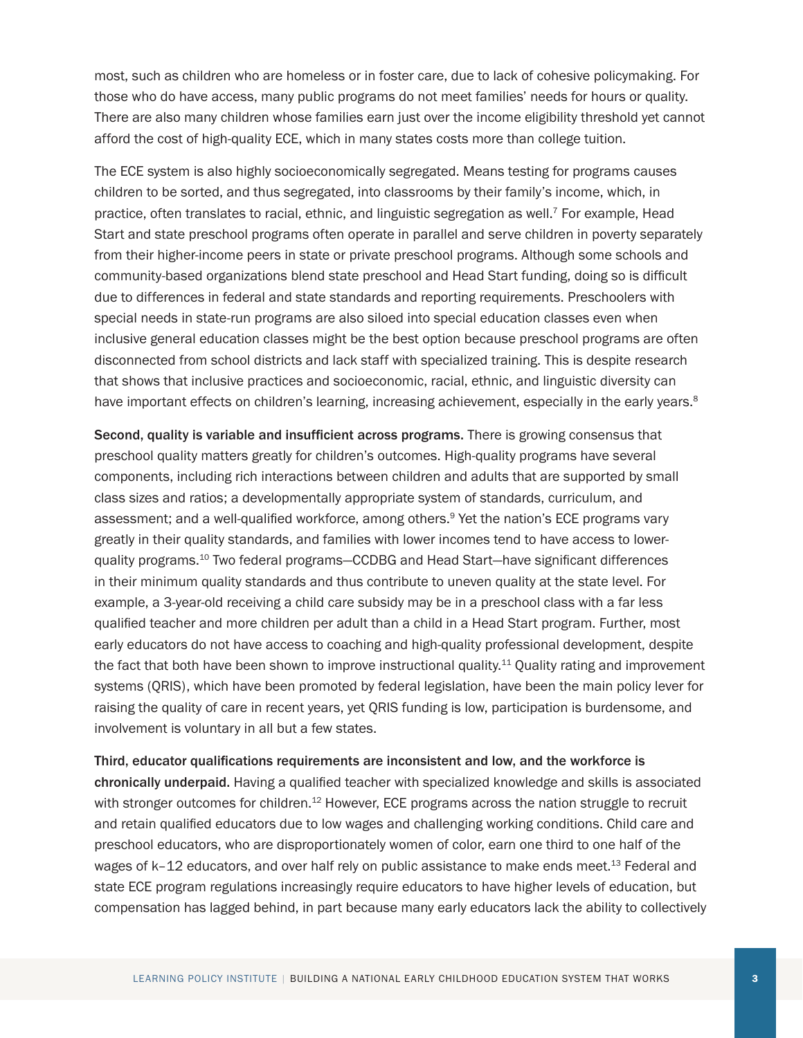most, such as children who are homeless or in foster care, due to lack of cohesive policymaking. For those who do have access, many public programs do not meet families' needs for hours or quality. There are also many children whose families earn just over the income eligibility threshold yet cannot afford the cost of high-quality ECE, which in many states costs more than college tuition.

The ECE system is also highly socioeconomically segregated. Means testing for programs causes children to be sorted, and thus segregated, into classrooms by their family's income, which, in practice, often translates to racial, ethnic, and linguistic segregation as well.[7] For example, Head Start and state preschool programs often operate in parallel and serve children in poverty separately from their higher-income peers in state or private preschool programs. Although some schools and community-based organizations blend state preschool and Head Start funding, doing so is difficult due to differences in federal and state standards and reporting requirements. Preschoolers with special needs in state-run programs are also siloed into special education classes even when inclusive general education classes might be the best option because preschool programs are often disconnected from school districts and lack staff with specialized training. This is despite research that shows that inclusive practices and socioeconomic, racial, ethnic, and linguistic diversity can have important effects on children's learning, increasing achievement, especially in the early years.[8]

**Second, quality is variable and insufficient across programs.** There is growing consensus that preschool quality matters greatly for children's outcomes. High-quality programs have several components, including rich interactions between children and adults that are supported by small class sizes and ratios; a developmentally appropriate system of standards, curriculum, and assessment; and a well-qualified workforce, among others.[9] Yet the nation's ECE programs vary greatly in their quality standards, and families with lower incomes tend to have access to lower-quality programs.[10] Two federal programs—CCDBG and Head Start—have significant differences in their minimum quality standards and thus contribute to uneven quality at the state level. For example, a 3-year-old receiving a child care subsidy may be in a preschool class with a far less qualified teacher and more children per adult than a child in a Head Start program. Further, most early educators do not have access to coaching and high-quality professional development, despite the fact that both have been shown to improve instructional quality.[11] Quality rating and improvement systems (QRIS), which have been promoted by federal legislation, have been the main policy lever for raising the quality of care in recent years, yet QRIS funding is low, participation is burdensome, and involvement is voluntary in all but a few states.

**Third, educator qualifications requirements are inconsistent and low, and the workforce is chronically underpaid.** Having a qualified teacher with specialized knowledge and skills is associated with stronger outcomes for children.[12] However, ECE programs across the nation struggle to recruit and retain qualified educators due to low wages and challenging working conditions. Child care and preschool educators, who are disproportionately women of color, earn one third to one half of the wages of k–12 educators, and over half rely on public assistance to make ends meet.[13] Federal and state ECE program regulations increasingly require educators to have higher levels of education, but compensation has lagged behind, in part because many early educators lack the ability to collectively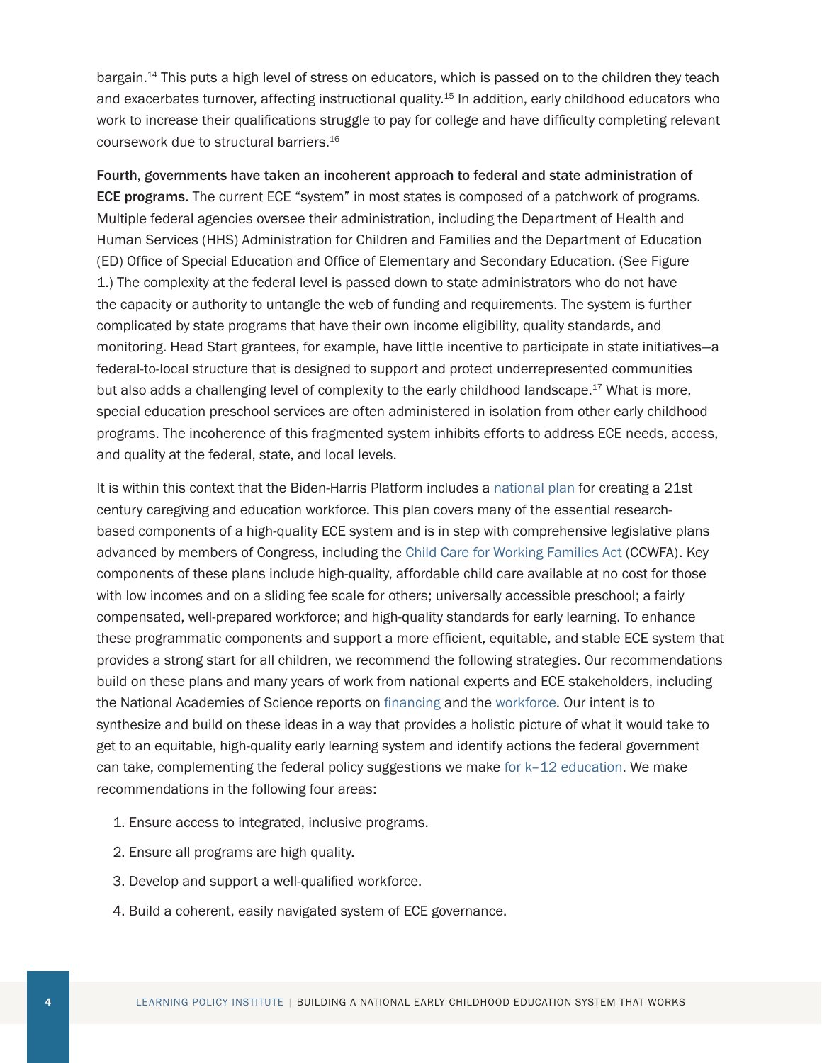bargain.[14] This puts a high level of stress on educators, which is passed on to the children they teach and exacerbates turnover, affecting instructional quality.[15] In addition, early childhood educators who work to increase their qualifications struggle to pay for college and have difficulty completing relevant coursework due to structural barriers.[16]

**Fourth, governments have taken an incoherent approach to federal and state administration of ECE programs.** The current ECE "system" in most states is composed of a patchwork of programs. Multiple federal agencies oversee their administration, including the Department of Health and Human Services (HHS) Administration for Children and Families and the Department of Education (ED) Office of Special Education and Office of Elementary and Secondary Education. (See Figure 1.) The complexity at the federal level is passed down to state administrators who do not have the capacity or authority to untangle the web of funding and requirements. The system is further complicated by state programs that have their own income eligibility, quality standards, and monitoring. Head Start grantees, for example, have little incentive to participate in state initiatives—a federal-to-local structure that is designed to support and protect underrepresented communities but also adds a challenging level of complexity to the early childhood landscape.[17] What is more, special education preschool services are often administered in isolation from other early childhood programs. The incoherence of this fragmented system inhibits efforts to address ECE needs, access, and quality at the federal, state, and local levels.

It is within this context that the Biden-Harris Platform includes a national plan for creating a 21st century caregiving and education workforce. This plan covers many of the essential research-based components of a high-quality ECE system and is in step with comprehensive legislative plans advanced by members of Congress, including the Child Care for Working Families Act (CCWFA). Key components of these plans include high-quality, affordable child care available at no cost for those with low incomes and on a sliding fee scale for others; universally accessible preschool; a fairly compensated, well-prepared workforce; and high-quality standards for early learning. To enhance these programmatic components and support a more efficient, equitable, and stable ECE system that provides a strong start for all children, we recommend the following strategies. Our recommendations build on these plans and many years of work from national experts and ECE stakeholders, including the National Academies of Science reports on financing and the workforce. Our intent is to synthesize and build on these ideas in a way that provides a holistic picture of what it would take to get to an equitable, high-quality early learning system and identify actions the federal government can take, complementing the federal policy suggestions we make for k–12 education. We make recommendations in the following four areas:

1. Ensure access to integrated, inclusive programs.
2. Ensure all programs are high quality.
3. Develop and support a well-qualified workforce.
4. Build a coherent, easily navigated system of ECE governance.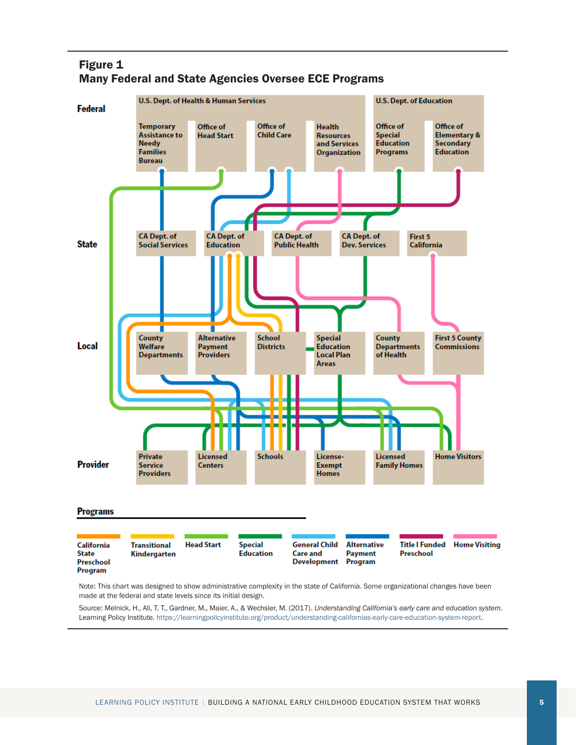**Figure 1**
**Many Federal and State Agencies Oversee ECE Programs**

**Federal**

U.S. Dept. of Health & Human Services
- Temporary Assistance to Needy Families Bureau
- Office of Head Start
- Office of Child Care
- Health Resources and Services Organization

U.S. Dept. of Education
- Office of Special Education Programs
- Office of Elementary & Secondary Education

**State**

- CA Dept. of Social Services
- CA Dept. of Education
- CA Dept. of Public Health
- CA Dept. of Dev. Services
- First 5 California

**Local**

- County Welfare Departments
- Alternative Payment Providers
- School Districts
- Special Education Local Plan Areas
- County Departments of Health
- First 5 County Commissions

**Provider**

- Private Service Providers
- Licensed Centers
- Schools
- License-Exempt Homes
- Licensed Family Homes
- Home Visitors

**Programs**

- California State Preschool Program
- Transitional Kindergarten
- Head Start
- Special Education
- General Child Care and Development
- Alternative Payment Program
- Title I Funded Preschool
- Home Visiting

Note: This chart was designed to show administrative complexity in the state of California. Some organizational changes have been made at the federal and state levels since its initial design.

Source: Melnick, H., Ali, T. T., Gardner, M., Maier, A., & Wechsler, M. (2017). *Understanding California's early care and education system*. Learning Policy Institute. https://learningpolicyinstitute.org/product/understanding-californias-early-care-education-system-report.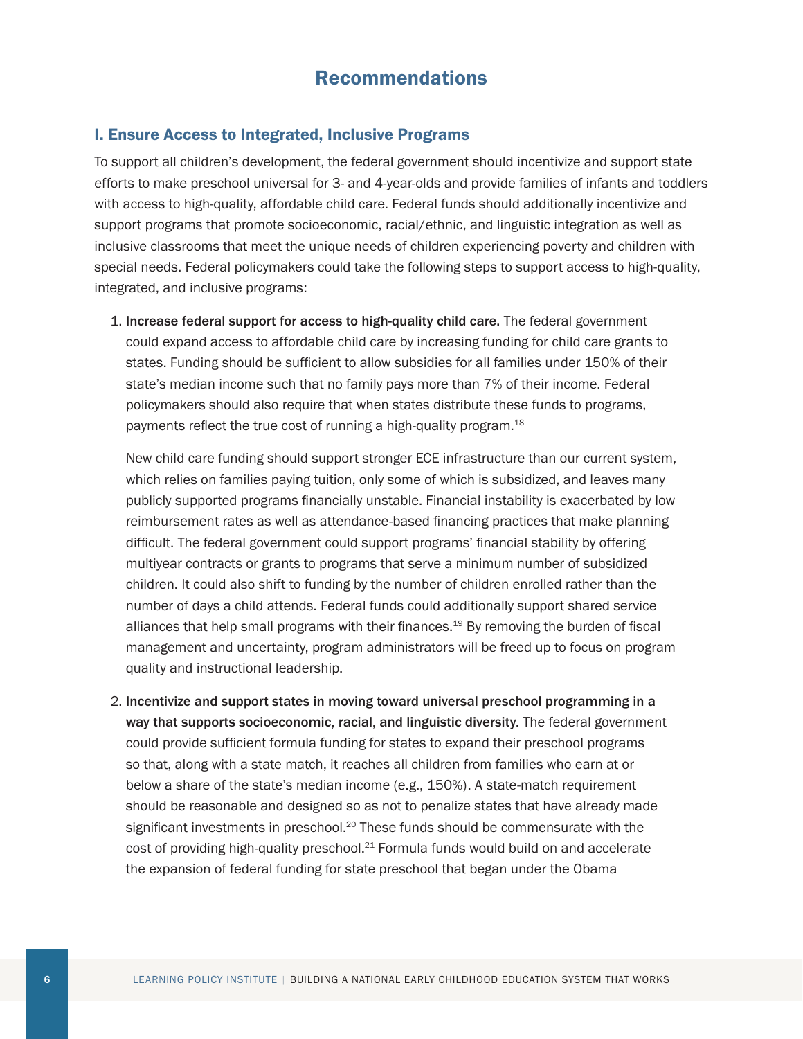# Recommendations

## I. Ensure Access to Integrated, Inclusive Programs

To support all children's development, the federal government should incentivize and support state efforts to make preschool universal for 3- and 4-year-olds and provide families of infants and toddlers with access to high-quality, affordable child care. Federal funds should additionally incentivize and support programs that promote socioeconomic, racial/ethnic, and linguistic integration as well as inclusive classrooms that meet the unique needs of children experiencing poverty and children with special needs. Federal policymakers could take the following steps to support access to high-quality, integrated, and inclusive programs:

1. **Increase federal support for access to high-quality child care.** The federal government could expand access to affordable child care by increasing funding for child care grants to states. Funding should be sufficient to allow subsidies for all families under 150% of their state's median income such that no family pays more than 7% of their income. Federal policymakers should also require that when states distribute these funds to programs, payments reflect the true cost of running a high-quality program.[18]

   New child care funding should support stronger ECE infrastructure than our current system, which relies on families paying tuition, only some of which is subsidized, and leaves many publicly supported programs financially unstable. Financial instability is exacerbated by low reimbursement rates as well as attendance-based financing practices that make planning difficult. The federal government could support programs' financial stability by offering multiyear contracts or grants to programs that serve a minimum number of subsidized children. It could also shift to funding by the number of children enrolled rather than the number of days a child attends. Federal funds could additionally support shared service alliances that help small programs with their finances.[19] By removing the burden of fiscal management and uncertainty, program administrators will be freed up to focus on program quality and instructional leadership.

2. **Incentivize and support states in moving toward universal preschool programming in a way that supports socioeconomic, racial, and linguistic diversity.** The federal government could provide sufficient formula funding for states to expand their preschool programs so that, along with a state match, it reaches all children from families who earn at or below a share of the state's median income (e.g., 150%). A state-match requirement should be reasonable and designed so as not to penalize states that have already made significant investments in preschool.[20] These funds should be commensurate with the cost of providing high-quality preschool.[21] Formula funds would build on and accelerate the expansion of federal funding for state preschool that began under the Obama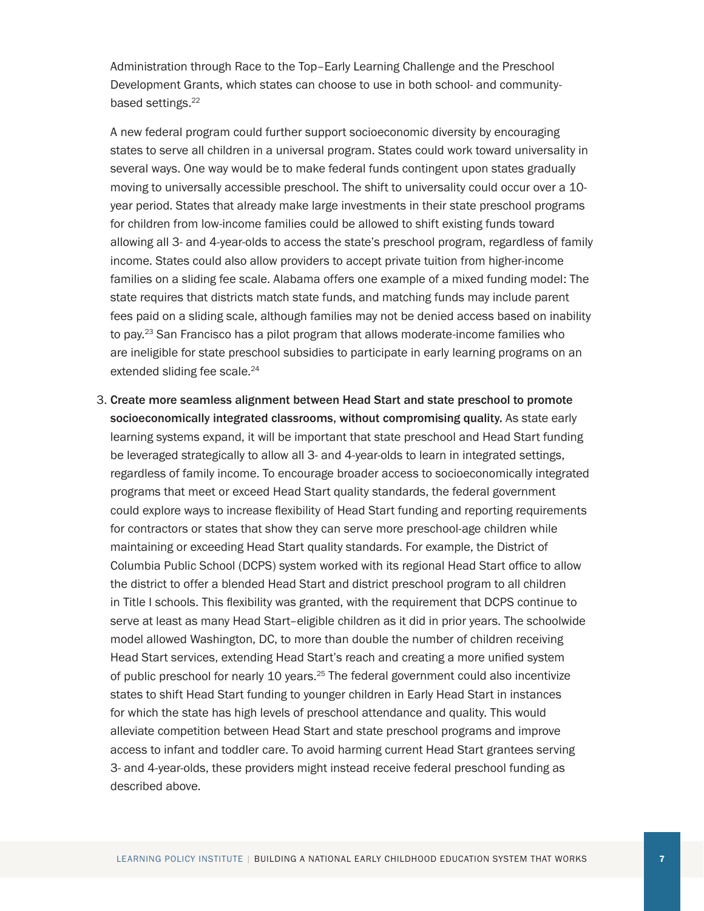Administration through Race to the Top–Early Learning Challenge and the Preschool Development Grants, which states can choose to use in both school- and community-based settings.[22]

A new federal program could further support socioeconomic diversity by encouraging states to serve all children in a universal program. States could work toward universality in several ways. One way would be to make federal funds contingent upon states gradually moving to universally accessible preschool. The shift to universality could occur over a 10-year period. States that already make large investments in their state preschool programs for children from low-income families could be allowed to shift existing funds toward allowing all 3- and 4-year-olds to access the state's preschool program, regardless of family income. States could also allow providers to accept private tuition from higher-income families on a sliding fee scale. Alabama offers one example of a mixed funding model: The state requires that districts match state funds, and matching funds may include parent fees paid on a sliding scale, although families may not be denied access based on inability to pay.[23] San Francisco has a pilot program that allows moderate-income families who are ineligible for state preschool subsidies to participate in early learning programs on an extended sliding fee scale.[24]

3. **Create more seamless alignment between Head Start and state preschool to promote socioeconomically integrated classrooms, without compromising quality.** As state early learning systems expand, it will be important that state preschool and Head Start funding be leveraged strategically to allow all 3- and 4-year-olds to learn in integrated settings, regardless of family income. To encourage broader access to socioeconomically integrated programs that meet or exceed Head Start quality standards, the federal government could explore ways to increase flexibility of Head Start funding and reporting requirements for contractors or states that show they can serve more preschool-age children while maintaining or exceeding Head Start quality standards. For example, the District of Columbia Public School (DCPS) system worked with its regional Head Start office to allow the district to offer a blended Head Start and district preschool program to all children in Title I schools. This flexibility was granted, with the requirement that DCPS continue to serve at least as many Head Start–eligible children as it did in prior years. The schoolwide model allowed Washington, DC, to more than double the number of children receiving Head Start services, extending Head Start's reach and creating a more unified system of public preschool for nearly 10 years.[25] The federal government could also incentivize states to shift Head Start funding to younger children in Early Head Start in instances for which the state has high levels of preschool attendance and quality. This would alleviate competition between Head Start and state preschool programs and improve access to infant and toddler care. To avoid harming current Head Start grantees serving 3- and 4-year-olds, these providers might instead receive federal preschool funding as described above.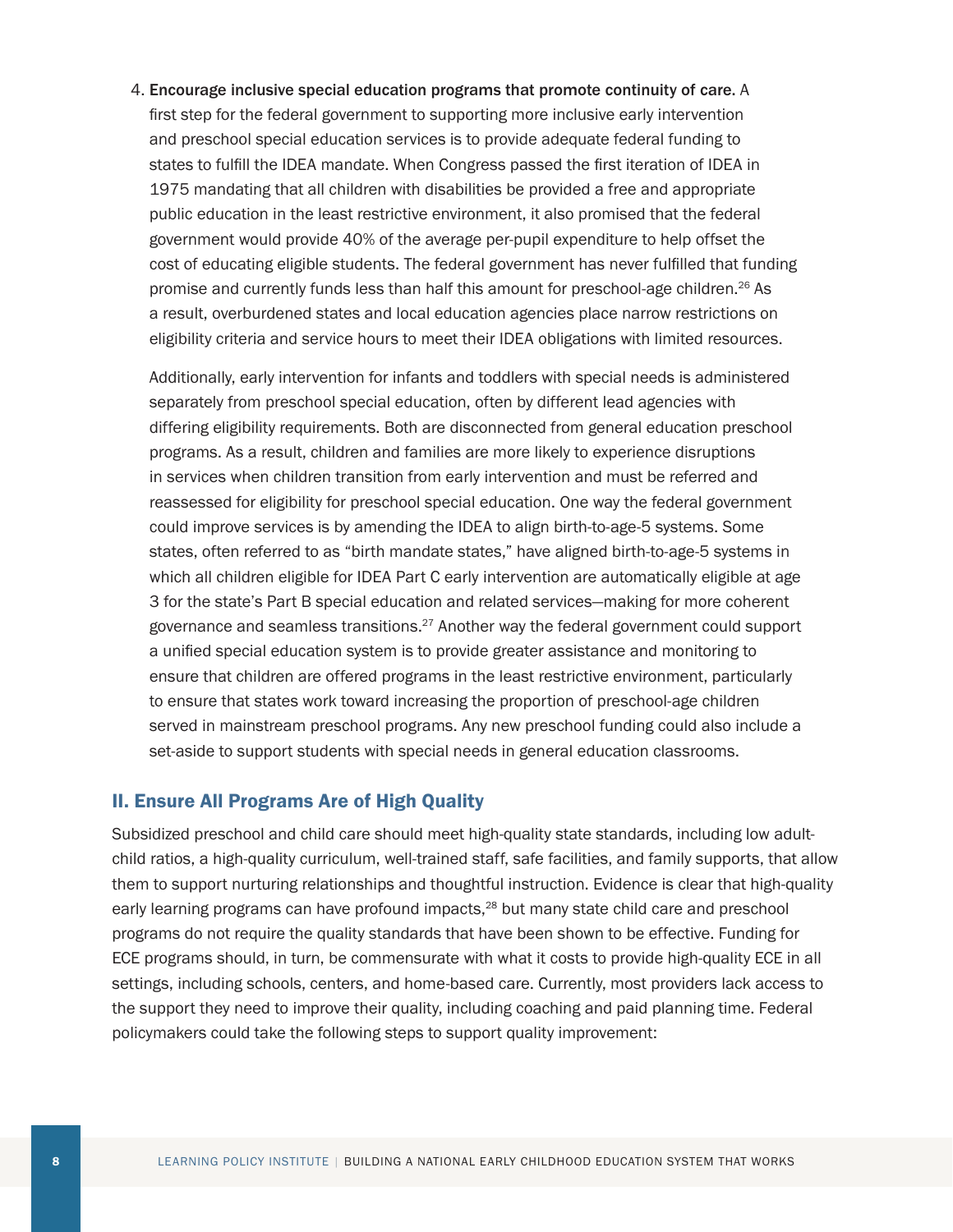4. **Encourage inclusive special education programs that promote continuity of care.** A first step for the federal government to supporting more inclusive early intervention and preschool special education services is to provide adequate federal funding to states to fulfill the IDEA mandate. When Congress passed the first iteration of IDEA in 1975 mandating that all children with disabilities be provided a free and appropriate public education in the least restrictive environment, it also promised that the federal government would provide 40% of the average per-pupil expenditure to help offset the cost of educating eligible students. The federal government has never fulfilled that funding promise and currently funds less than half this amount for preschool-age children.[26] As a result, overburdened states and local education agencies place narrow restrictions on eligibility criteria and service hours to meet their IDEA obligations with limited resources.

   Additionally, early intervention for infants and toddlers with special needs is administered separately from preschool special education, often by different lead agencies with differing eligibility requirements. Both are disconnected from general education preschool programs. As a result, children and families are more likely to experience disruptions in services when children transition from early intervention and must be referred and reassessed for eligibility for preschool special education. One way the federal government could improve services is by amending the IDEA to align birth-to-age-5 systems. Some states, often referred to as "birth mandate states," have aligned birth-to-age-5 systems in which all children eligible for IDEA Part C early intervention are automatically eligible at age 3 for the state's Part B special education and related services—making for more coherent governance and seamless transitions.[27] Another way the federal government could support a unified special education system is to provide greater assistance and monitoring to ensure that children are offered programs in the least restrictive environment, particularly to ensure that states work toward increasing the proportion of preschool-age children served in mainstream preschool programs. Any new preschool funding could also include a set-aside to support students with special needs in general education classrooms.

## II. Ensure All Programs Are of High Quality

Subsidized preschool and child care should meet high-quality state standards, including low adult-child ratios, a high-quality curriculum, well-trained staff, safe facilities, and family supports, that allow them to support nurturing relationships and thoughtful instruction. Evidence is clear that high-quality early learning programs can have profound impacts,[28] but many state child care and preschool programs do not require the quality standards that have been shown to be effective. Funding for ECE programs should, in turn, be commensurate with what it costs to provide high-quality ECE in all settings, including schools, centers, and home-based care. Currently, most providers lack access to the support they need to improve their quality, including coaching and paid planning time. Federal policymakers could take the following steps to support quality improvement: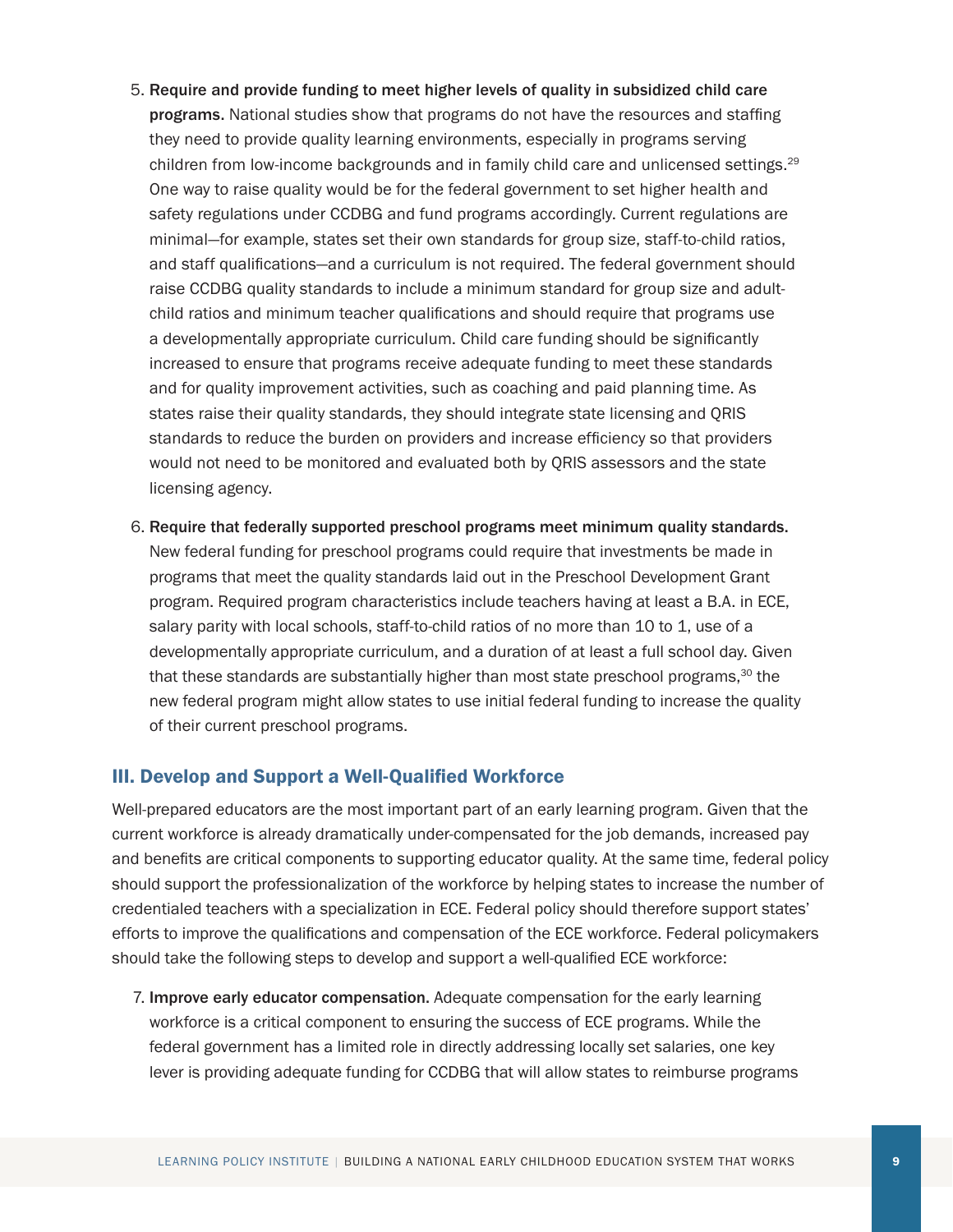5. **Require and provide funding to meet higher levels of quality in subsidized child care programs.** National studies show that programs do not have the resources and staffing they need to provide quality learning environments, especially in programs serving children from low-income backgrounds and in family child care and unlicensed settings.[29] One way to raise quality would be for the federal government to set higher health and safety regulations under CCDBG and fund programs accordingly. Current regulations are minimal—for example, states set their own standards for group size, staff-to-child ratios, and staff qualifications—and a curriculum is not required. The federal government should raise CCDBG quality standards to include a minimum standard for group size and adult-child ratios and minimum teacher qualifications and should require that programs use a developmentally appropriate curriculum. Child care funding should be significantly increased to ensure that programs receive adequate funding to meet these standards and for quality improvement activities, such as coaching and paid planning time. As states raise their quality standards, they should integrate state licensing and QRIS standards to reduce the burden on providers and increase efficiency so that providers would not need to be monitored and evaluated both by QRIS assessors and the state licensing agency.

6. **Require that federally supported preschool programs meet minimum quality standards.** New federal funding for preschool programs could require that investments be made in programs that meet the quality standards laid out in the Preschool Development Grant program. Required program characteristics include teachers having at least a B.A. in ECE, salary parity with local schools, staff-to-child ratios of no more than 10 to 1, use of a developmentally appropriate curriculum, and a duration of at least a full school day. Given that these standards are substantially higher than most state preschool programs,[30] the new federal program might allow states to use initial federal funding to increase the quality of their current preschool programs.

## III. Develop and Support a Well-Qualified Workforce

Well-prepared educators are the most important part of an early learning program. Given that the current workforce is already dramatically under-compensated for the job demands, increased pay and benefits are critical components to supporting educator quality. At the same time, federal policy should support the professionalization of the workforce by helping states to increase the number of credentialed teachers with a specialization in ECE. Federal policy should therefore support states' efforts to improve the qualifications and compensation of the ECE workforce. Federal policymakers should take the following steps to develop and support a well-qualified ECE workforce:

7. **Improve early educator compensation.** Adequate compensation for the early learning workforce is a critical component to ensuring the success of ECE programs. While the federal government has a limited role in directly addressing locally set salaries, one key lever is providing adequate funding for CCDBG that will allow states to reimburse programs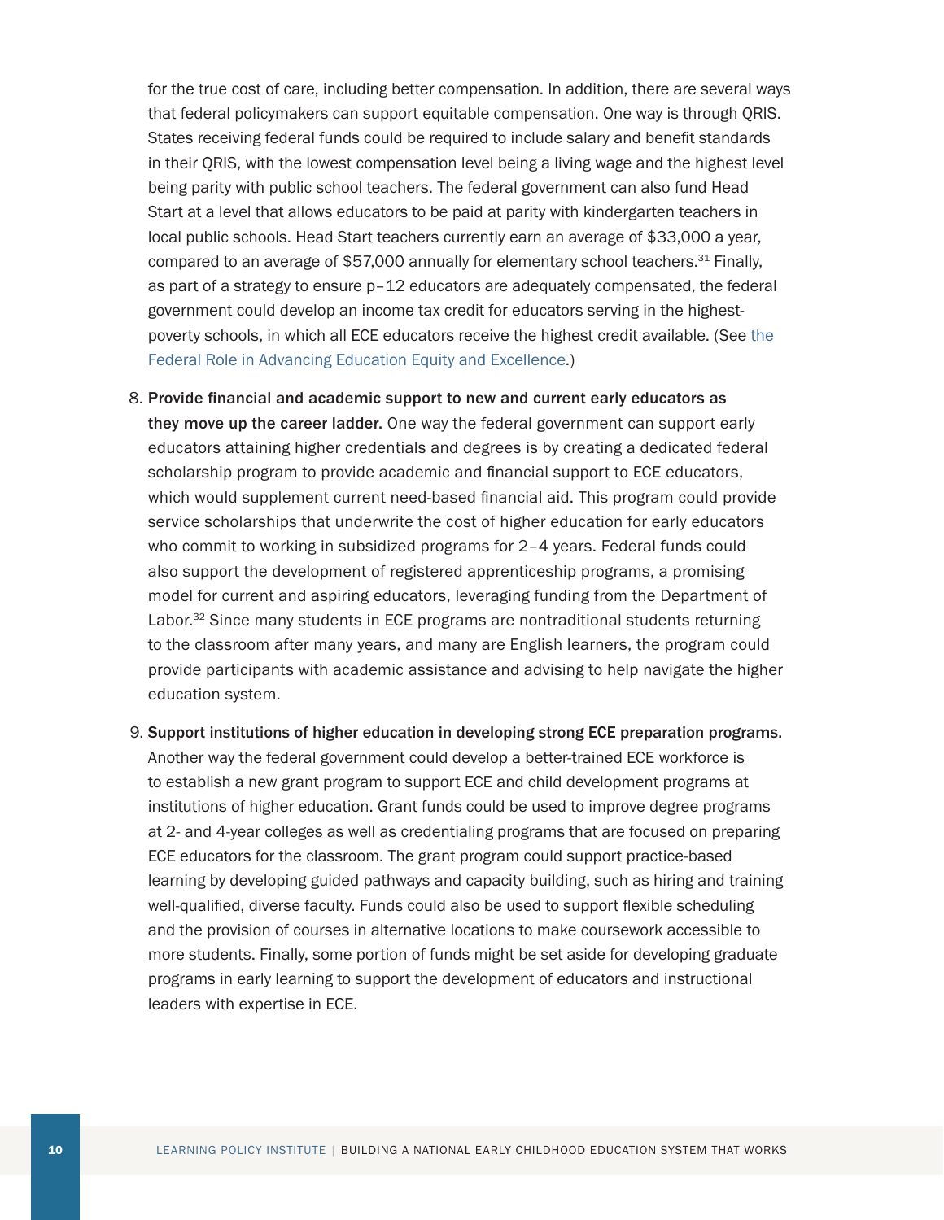for the true cost of care, including better compensation. In addition, there are several ways that federal policymakers can support equitable compensation. One way is through QRIS. States receiving federal funds could be required to include salary and benefit standards in their QRIS, with the lowest compensation level being a living wage and the highest level being parity with public school teachers. The federal government can also fund Head Start at a level that allows educators to be paid at parity with kindergarten teachers in local public schools. Head Start teachers currently earn an average of $33,000 a year, compared to an average of $57,000 annually for elementary school teachers.[31] Finally, as part of a strategy to ensure p–12 educators are adequately compensated, the federal government could develop an income tax credit for educators serving in the highest-poverty schools, in which all ECE educators receive the highest credit available. (See the Federal Role in Advancing Education Equity and Excellence.)

8. **Provide financial and academic support to new and current early educators as they move up the career ladder.** One way the federal government can support early educators attaining higher credentials and degrees is by creating a dedicated federal scholarship program to provide academic and financial support to ECE educators, which would supplement current need-based financial aid. This program could provide service scholarships that underwrite the cost of higher education for early educators who commit to working in subsidized programs for 2–4 years. Federal funds could also support the development of registered apprenticeship programs, a promising model for current and aspiring educators, leveraging funding from the Department of Labor.[32] Since many students in ECE programs are nontraditional students returning to the classroom after many years, and many are English learners, the program could provide participants with academic assistance and advising to help navigate the higher education system.

9. **Support institutions of higher education in developing strong ECE preparation programs.** Another way the federal government could develop a better-trained ECE workforce is to establish a new grant program to support ECE and child development programs at institutions of higher education. Grant funds could be used to improve degree programs at 2- and 4-year colleges as well as credentialing programs that are focused on preparing ECE educators for the classroom. The grant program could support practice-based learning by developing guided pathways and capacity building, such as hiring and training well-qualified, diverse faculty. Funds could also be used to support flexible scheduling and the provision of courses in alternative locations to make coursework accessible to more students. Finally, some portion of funds might be set aside for developing graduate programs in early learning to support the development of educators and instructional leaders with expertise in ECE.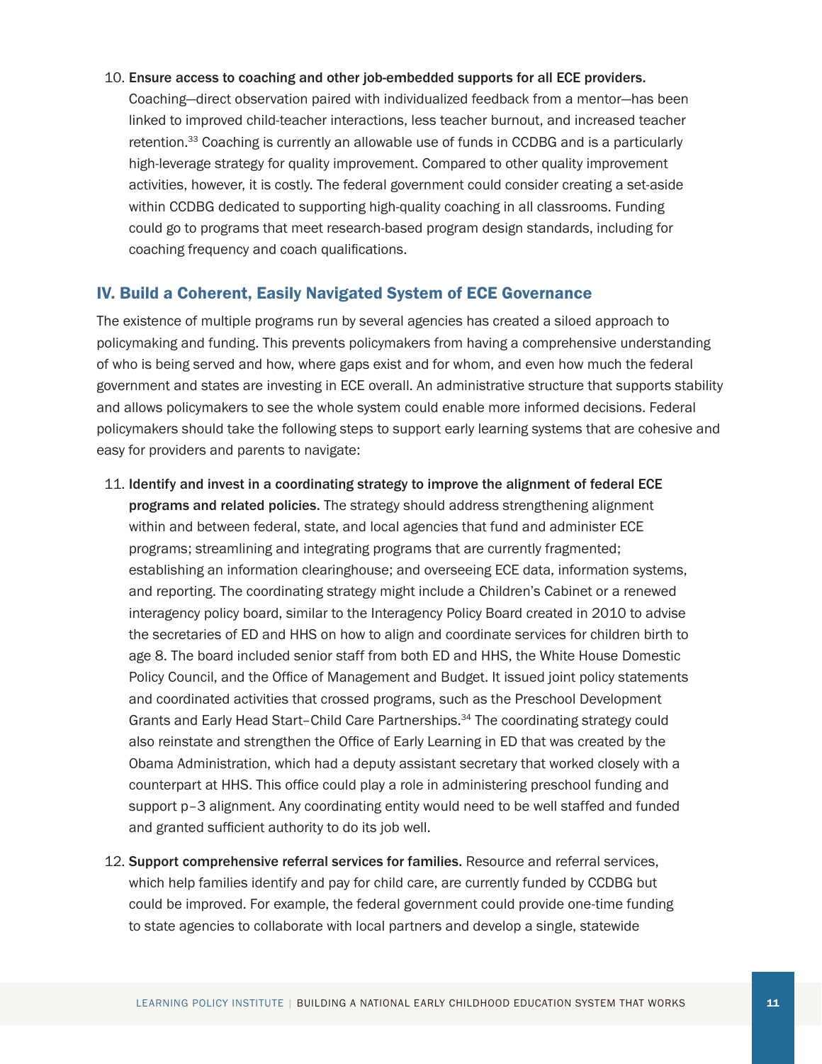10. **Ensure access to coaching and other job-embedded supports for all ECE providers.** Coaching—direct observation paired with individualized feedback from a mentor—has been linked to improved child-teacher interactions, less teacher burnout, and increased teacher retention.[33] Coaching is currently an allowable use of funds in CCDBG and is a particularly high-leverage strategy for quality improvement. Compared to other quality improvement activities, however, it is costly. The federal government could consider creating a set-aside within CCDBG dedicated to supporting high-quality coaching in all classrooms. Funding could go to programs that meet research-based program design standards, including for coaching frequency and coach qualifications.

## IV. Build a Coherent, Easily Navigated System of ECE Governance

The existence of multiple programs run by several agencies has created a siloed approach to policymaking and funding. This prevents policymakers from having a comprehensive understanding of who is being served and how, where gaps exist and for whom, and even how much the federal government and states are investing in ECE overall. An administrative structure that supports stability and allows policymakers to see the whole system could enable more informed decisions. Federal policymakers should take the following steps to support early learning systems that are cohesive and easy for providers and parents to navigate:

11. **Identify and invest in a coordinating strategy to improve the alignment of federal ECE programs and related policies.** The strategy should address strengthening alignment within and between federal, state, and local agencies that fund and administer ECE programs; streamlining and integrating programs that are currently fragmented; establishing an information clearinghouse; and overseeing ECE data, information systems, and reporting. The coordinating strategy might include a Children's Cabinet or a renewed interagency policy board, similar to the Interagency Policy Board created in 2010 to advise the secretaries of ED and HHS on how to align and coordinate services for children birth to age 8. The board included senior staff from both ED and HHS, the White House Domestic Policy Council, and the Office of Management and Budget. It issued joint policy statements and coordinated activities that crossed programs, such as the Preschool Development Grants and Early Head Start–Child Care Partnerships.[34] The coordinating strategy could also reinstate and strengthen the Office of Early Learning in ED that was created by the Obama Administration, which had a deputy assistant secretary that worked closely with a counterpart at HHS. This office could play a role in administering preschool funding and support p–3 alignment. Any coordinating entity would need to be well staffed and funded and granted sufficient authority to do its job well.

12. **Support comprehensive referral services for families.** Resource and referral services, which help families identify and pay for child care, are currently funded by CCDBG but could be improved. For example, the federal government could provide one-time funding to state agencies to collaborate with local partners and develop a single, statewide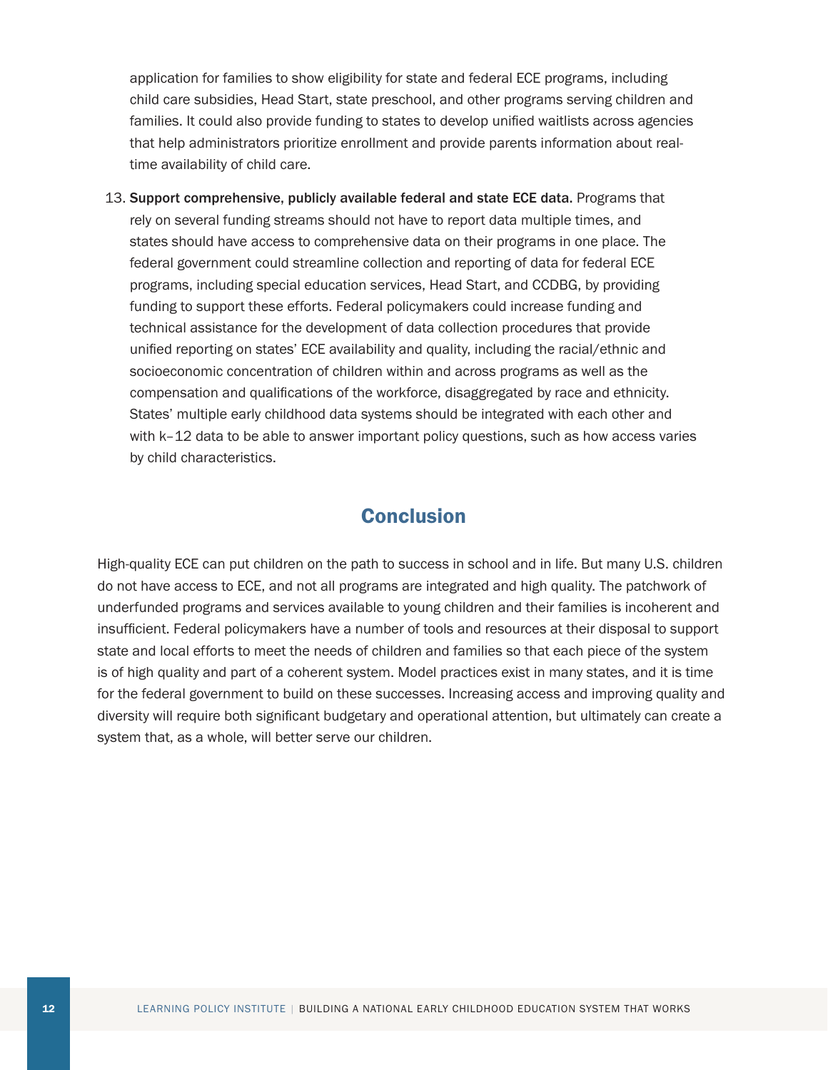application for families to show eligibility for state and federal ECE programs, including child care subsidies, Head Start, state preschool, and other programs serving children and families. It could also provide funding to states to develop unified waitlists across agencies that help administrators prioritize enrollment and provide parents information about real-time availability of child care.

13. **Support comprehensive, publicly available federal and state ECE data.** Programs that rely on several funding streams should not have to report data multiple times, and states should have access to comprehensive data on their programs in one place. The federal government could streamline collection and reporting of data for federal ECE programs, including special education services, Head Start, and CCDBG, by providing funding to support these efforts. Federal policymakers could increase funding and technical assistance for the development of data collection procedures that provide unified reporting on states' ECE availability and quality, including the racial/ethnic and socioeconomic concentration of children within and across programs as well as the compensation and qualifications of the workforce, disaggregated by race and ethnicity. States' multiple early childhood data systems should be integrated with each other and with k–12 data to be able to answer important policy questions, such as how access varies by child characteristics.

## Conclusion

High-quality ECE can put children on the path to success in school and in life. But many U.S. children do not have access to ECE, and not all programs are integrated and high quality. The patchwork of underfunded programs and services available to young children and their families is incoherent and insufficient. Federal policymakers have a number of tools and resources at their disposal to support state and local efforts to meet the needs of children and families so that each piece of the system is of high quality and part of a coherent system. Model practices exist in many states, and it is time for the federal government to build on these successes. Increasing access and improving quality and diversity will require both significant budgetary and operational attention, but ultimately can create a system that, as a whole, will better serve our children.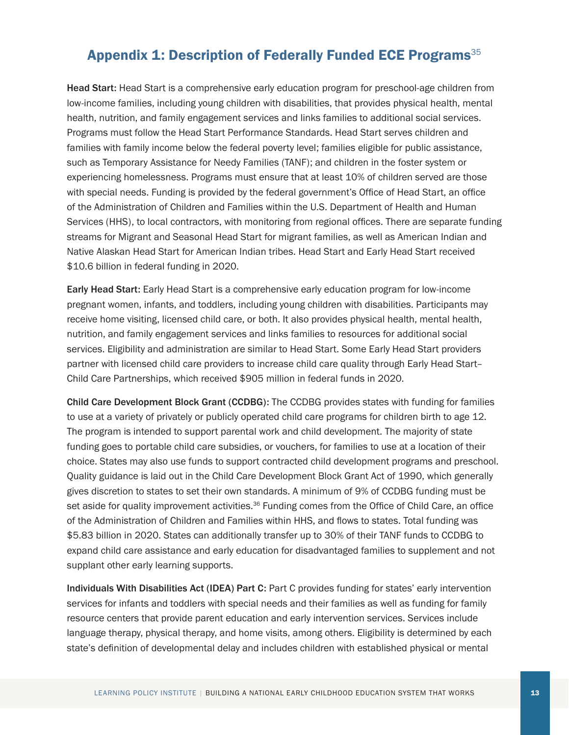## Appendix 1: Description of Federally Funded ECE Programs[35]

**Head Start:** Head Start is a comprehensive early education program for preschool-age children from low-income families, including young children with disabilities, that provides physical health, mental health, nutrition, and family engagement services and links families to additional social services. Programs must follow the Head Start Performance Standards. Head Start serves children and families with family income below the federal poverty level; families eligible for public assistance, such as Temporary Assistance for Needy Families (TANF); and children in the foster system or experiencing homelessness. Programs must ensure that at least 10% of children served are those with special needs. Funding is provided by the federal government's Office of Head Start, an office of the Administration of Children and Families within the U.S. Department of Health and Human Services (HHS), to local contractors, with monitoring from regional offices. There are separate funding streams for Migrant and Seasonal Head Start for migrant families, as well as American Indian and Native Alaskan Head Start for American Indian tribes. Head Start and Early Head Start received $10.6 billion in federal funding in 2020.

**Early Head Start:** Early Head Start is a comprehensive early education program for low-income pregnant women, infants, and toddlers, including young children with disabilities. Participants may receive home visiting, licensed child care, or both. It also provides physical health, mental health, nutrition, and family engagement services and links families to resources for additional social services. Eligibility and administration are similar to Head Start. Some Early Head Start providers partner with licensed child care providers to increase child care quality through Early Head Start–Child Care Partnerships, which received $905 million in federal funds in 2020.

**Child Care Development Block Grant (CCDBG):** The CCDBG provides states with funding for families to use at a variety of privately or publicly operated child care programs for children birth to age 12. The program is intended to support parental work and child development. The majority of state funding goes to portable child care subsidies, or vouchers, for families to use at a location of their choice. States may also use funds to support contracted child development programs and preschool. Quality guidance is laid out in the Child Care Development Block Grant Act of 1990, which generally gives discretion to states to set their own standards. A minimum of 9% of CCDBG funding must be set aside for quality improvement activities.[36] Funding comes from the Office of Child Care, an office of the Administration of Children and Families within HHS, and flows to states. Total funding was $5.83 billion in 2020. States can additionally transfer up to 30% of their TANF funds to CCDBG to expand child care assistance and early education for disadvantaged families to supplement and not supplant other early learning supports.

**Individuals With Disabilities Act (IDEA) Part C:** Part C provides funding for states' early intervention services for infants and toddlers with special needs and their families as well as funding for family resource centers that provide parent education and early intervention services. Services include language therapy, physical therapy, and home visits, among others. Eligibility is determined by each state's definition of developmental delay and includes children with established physical or mental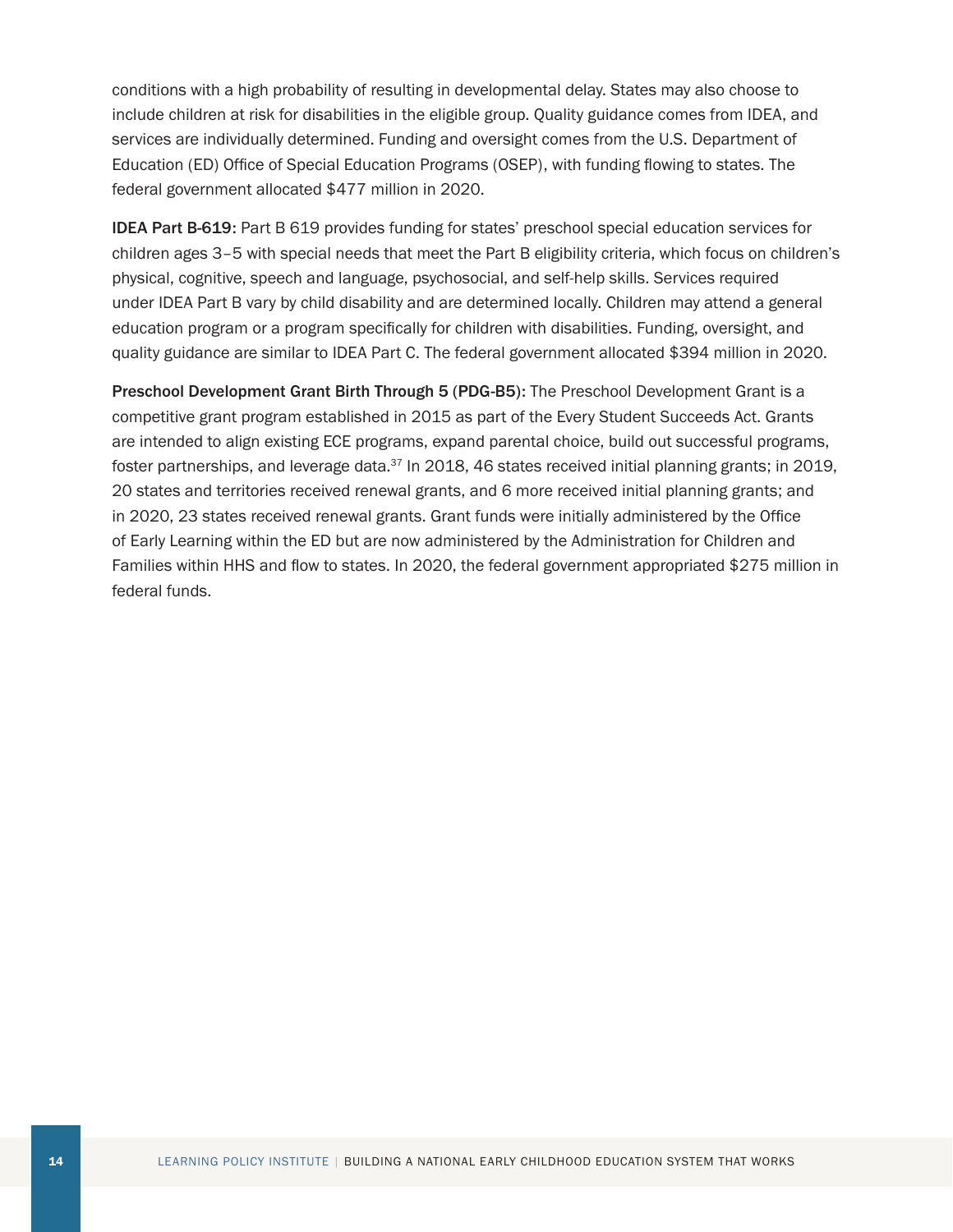conditions with a high probability of resulting in developmental delay. States may also choose to include children at risk for disabilities in the eligible group. Quality guidance comes from IDEA, and services are individually determined. Funding and oversight comes from the U.S. Department of Education (ED) Office of Special Education Programs (OSEP), with funding flowing to states. The federal government allocated $477 million in 2020.

**IDEA Part B-619:** Part B 619 provides funding for states' preschool special education services for children ages 3–5 with special needs that meet the Part B eligibility criteria, which focus on children's physical, cognitive, speech and language, psychosocial, and self-help skills. Services required under IDEA Part B vary by child disability and are determined locally. Children may attend a general education program or a program specifically for children with disabilities. Funding, oversight, and quality guidance are similar to IDEA Part C. The federal government allocated $394 million in 2020.

**Preschool Development Grant Birth Through 5 (PDG-B5):** The Preschool Development Grant is a competitive grant program established in 2015 as part of the Every Student Succeeds Act. Grants are intended to align existing ECE programs, expand parental choice, build out successful programs, foster partnerships, and leverage data.[37] In 2018, 46 states received initial planning grants; in 2019, 20 states and territories received renewal grants, and 6 more received initial planning grants; and in 2020, 23 states received renewal grants. Grant funds were initially administered by the Office of Early Learning within the ED but are now administered by the Administration for Children and Families within HHS and flow to states. In 2020, the federal government appropriated $275 million in federal funds.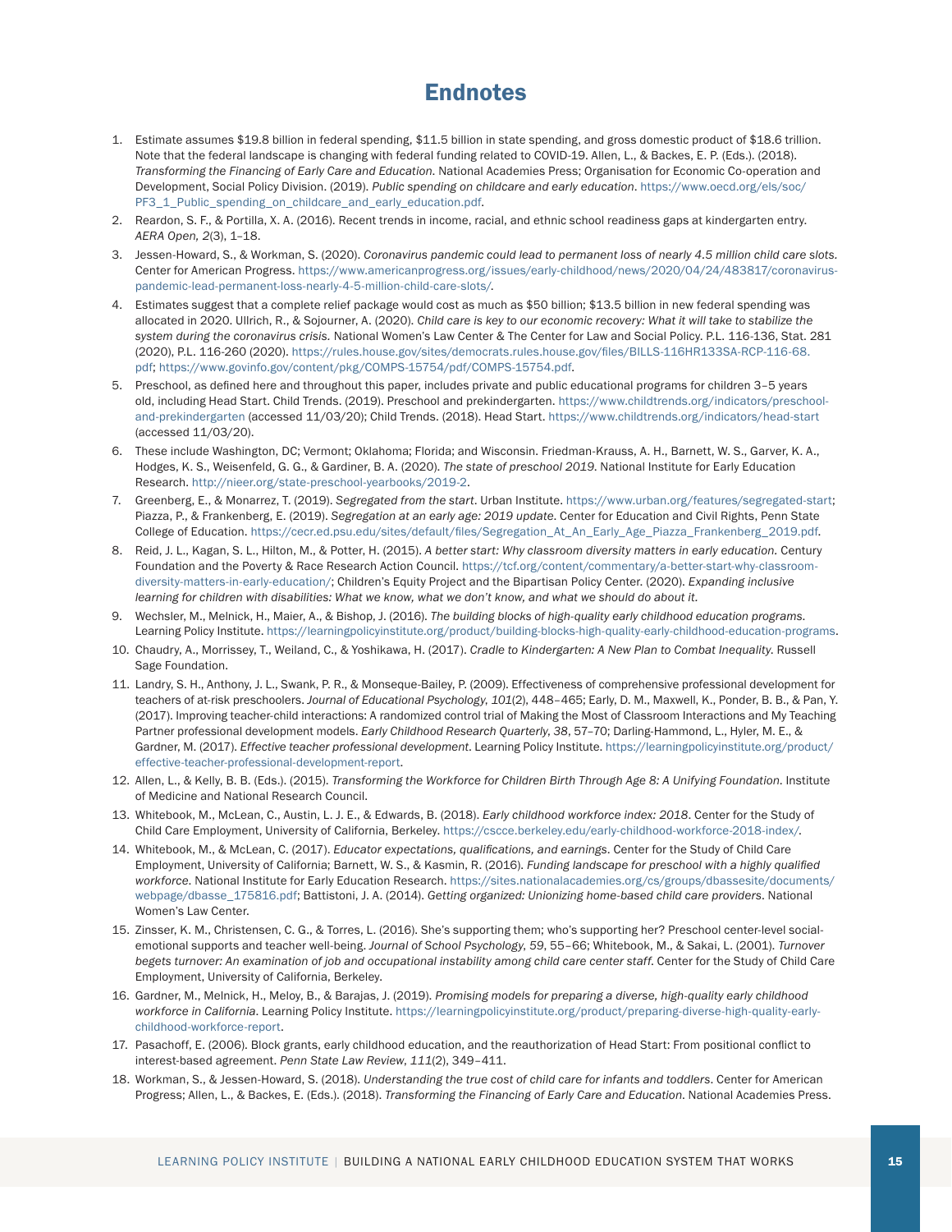# Endnotes

1. Estimate assumes $19.8 billion in federal spending, $11.5 billion in state spending, and gross domestic product of $18.6 trillion. Note that the federal landscape is changing with federal funding related to COVID-19. Allen, L., & Backes, E. P. (Eds.). (2018). *Transforming the Financing of Early Care and Education*. National Academies Press; Organisation for Economic Co-operation and Development, Social Policy Division. (2019). *Public spending on childcare and early education*. https://www.oecd.org/els/soc/PF3_1_Public_spending_on_childcare_and_early_education.pdf.
2. Reardon, S. F., & Portilla, X. A. (2016). Recent trends in income, racial, and ethnic school readiness gaps at kindergarten entry. *AERA Open, 2*(3), 1–18.
3. Jessen-Howard, S., & Workman, S. (2020). *Coronavirus pandemic could lead to permanent loss of nearly 4.5 million child care slots*. Center for American Progress. https://www.americanprogress.org/issues/early-childhood/news/2020/04/24/483817/coronavirus-pandemic-lead-permanent-loss-nearly-4-5-million-child-care-slots/.
4. Estimates suggest that a complete relief package would cost as much as $50 billion; $13.5 billion in new federal spending was allocated in 2020. Ullrich, R., & Sojourner, A. (2020). *Child care is key to our economic recovery: What it will take to stabilize the system during the coronavirus crisis*. National Women's Law Center & The Center for Law and Social Policy. P.L. 116-136, Stat. 281 (2020), P.L. 116-260 (2020). https://rules.house.gov/sites/democrats.rules.house.gov/files/BILLS-116HR133SA-RCP-116-68.pdf; https://www.govinfo.gov/content/pkg/COMPS-15754/pdf/COMPS-15754.pdf.
5. Preschool, as defined here and throughout this paper, includes private and public educational programs for children 3–5 years old, including Head Start. Child Trends. (2019). Preschool and prekindergarten. https://www.childtrends.org/indicators/preschool-and-prekindergarten (accessed 11/03/20); Child Trends. (2018). Head Start. https://www.childtrends.org/indicators/head-start (accessed 11/03/20).
6. These include Washington, DC; Vermont; Oklahoma; Florida; and Wisconsin. Friedman-Krauss, A. H., Barnett, W. S., Garver, K. A., Hodges, K. S., Weisenfeld, G. G., & Gardiner, B. A. (2020). *The state of preschool 2019*. National Institute for Early Education Research. http://nieer.org/state-preschool-yearbooks/2019-2.
7. Greenberg, E., & Monarrez, T. (2019). *Segregated from the start*. Urban Institute. https://www.urban.org/features/segregated-start; Piazza, P., & Frankenberg, E. (2019). *Segregation at an early age: 2019 update*. Center for Education and Civil Rights, Penn State College of Education. https://cecr.ed.psu.edu/sites/default/files/Segregation_At_An_Early_Age_Piazza_Frankenberg_2019.pdf.
8. Reid, J. L., Kagan, S. L., Hilton, M., & Potter, H. (2015). *A better start: Why classroom diversity matters in early education*. Century Foundation and the Poverty & Race Research Action Council. https://tcf.org/content/commentary/a-better-start-why-classroom-diversity-matters-in-early-education/; Children's Equity Project and the Bipartisan Policy Center. (2020). *Expanding inclusive learning for children with disabilities: What we know, what we don't know, and what we should do about it*.
9. Wechsler, M., Melnick, H., Maier, A., & Bishop, J. (2016). *The building blocks of high-quality early childhood education programs*. Learning Policy Institute. https://learningpolicyinstitute.org/product/building-blocks-high-quality-early-childhood-education-programs.
10. Chaudry, A., Morrissey, T., Weiland, C., & Yoshikawa, H. (2017). *Cradle to Kindergarten: A New Plan to Combat Inequality*. Russell Sage Foundation.
11. Landry, S. H., Anthony, J. L., Swank, P. R., & Monseque-Bailey, P. (2009). Effectiveness of comprehensive professional development for teachers of at-risk preschoolers. *Journal of Educational Psychology, 101*(2), 448–465; Early, D. M., Maxwell, K., Ponder, B. B., & Pan, Y. (2017). Improving teacher-child interactions: A randomized control trial of Making the Most of Classroom Interactions and My Teaching Partner professional development models. *Early Childhood Research Quarterly, 38*, 57–70; Darling-Hammond, L., Hyler, M. E., & Gardner, M. (2017). *Effective teacher professional development*. Learning Policy Institute. https://learningpolicyinstitute.org/product/effective-teacher-professional-development-report.
12. Allen, L., & Kelly, B. B. (Eds.). (2015). *Transforming the Workforce for Children Birth Through Age 8: A Unifying Foundation*. Institute of Medicine and National Research Council.
13. Whitebook, M., McLean, C., Austin, L. J. E., & Edwards, B. (2018). *Early childhood workforce index: 2018*. Center for the Study of Child Care Employment, University of California, Berkeley. https://cscce.berkeley.edu/early-childhood-workforce-2018-index/.
14. Whitebook, M., & McLean, C. (2017). *Educator expectations, qualifications, and earnings*. Center for the Study of Child Care Employment, University of California; Barnett, W. S., & Kasmin, R. (2016). *Funding landscape for preschool with a highly qualified workforce*. National Institute for Early Education Research. https://sites.nationalacademies.org/cs/groups/dbassesite/documents/webpage/dbasse_175816.pdf; Battistoni, J. A. (2014). *Getting organized: Unionizing home-based child care providers*. National Women's Law Center.
15. Zinsser, K. M., Christensen, C. G., & Torres, L. (2016). She's supporting them; who's supporting her? Preschool center-level social-emotional supports and teacher well-being. *Journal of School Psychology, 59*, 55–66; Whitebook, M., & Sakai, L. (2001). *Turnover begets turnover: An examination of job and occupational instability among child care center staff*. Center for the Study of Child Care Employment, University of California, Berkeley.
16. Gardner, M., Melnick, H., Meloy, B., & Barajas, J. (2019). *Promising models for preparing a diverse, high-quality early childhood workforce in California*. Learning Policy Institute. https://learningpolicyinstitute.org/product/preparing-diverse-high-quality-early-childhood-workforce-report.
17. Pasachoff, E. (2006). Block grants, early childhood education, and the reauthorization of Head Start: From positional conflict to interest-based agreement. *Penn State Law Review, 111*(2), 349–411.
18. Workman, S., & Jessen-Howard, S. (2018). *Understanding the true cost of child care for infants and toddlers*. Center for American Progress; Allen, L., & Backes, E. (Eds.). (2018). *Transforming the Financing of Early Care and Education*. National Academies Press.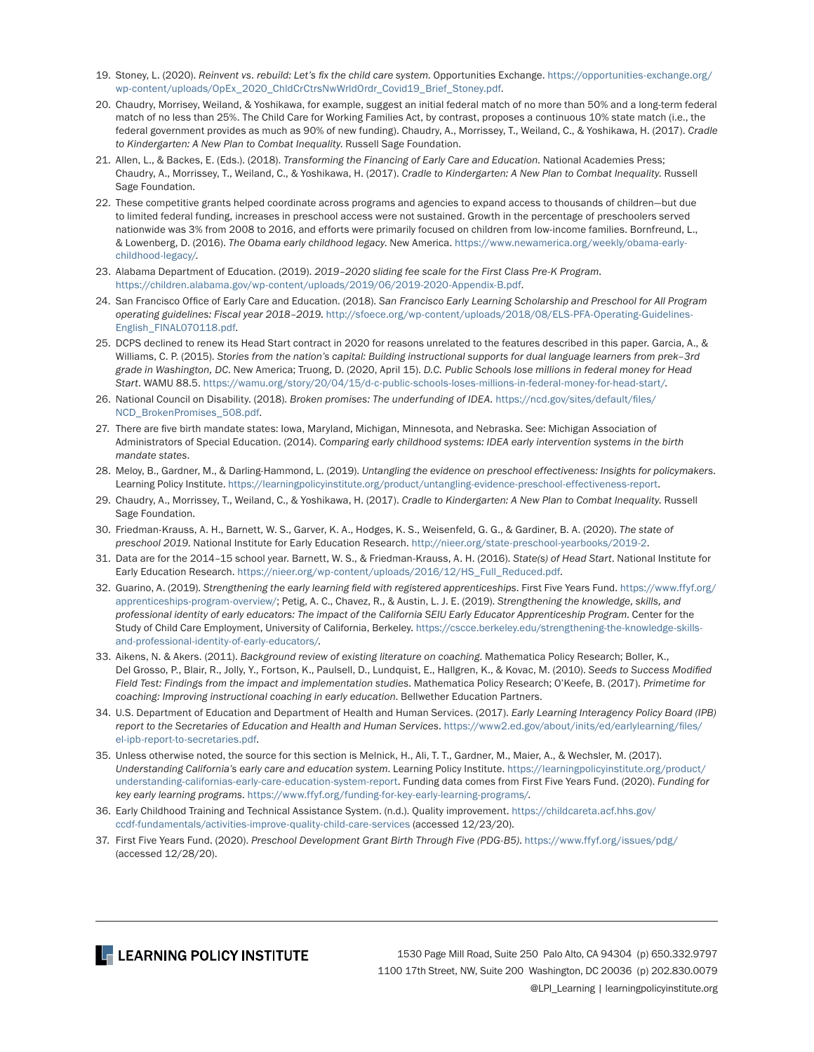19. Stoney, L. (2020). *Reinvent vs. rebuild: Let's fix the child care system*. Opportunities Exchange. https://opportunities-exchange.org/wp-content/uploads/OpEx_2020_ChldCrCtrsNwWrldOrdr_Covid19_Brief_Stoney.pdf.
20. Chaudry, Morrisey, Weiland, & Yoshikawa, for example, suggest an initial federal match of no more than 50% and a long-term federal match of no less than 25%. The Child Care for Working Families Act, by contrast, proposes a continuous 10% state match (i.e., the federal government provides as much as 90% of new funding). Chaudry, A., Morrissey, T., Weiland, C., & Yoshikawa, H. (2017). *Cradle to Kindergarten: A New Plan to Combat Inequality*. Russell Sage Foundation.
21. Allen, L., & Backes, E. (Eds.). (2018). *Transforming the Financing of Early Care and Education*. National Academies Press; Chaudry, A., Morrissey, T., Weiland, C., & Yoshikawa, H. (2017). *Cradle to Kindergarten: A New Plan to Combat Inequality*. Russell Sage Foundation.
22. These competitive grants helped coordinate across programs and agencies to expand access to thousands of children—but due to limited federal funding, increases in preschool access were not sustained. Growth in the percentage of preschoolers served nationwide was 3% from 2008 to 2016, and efforts were primarily focused on children from low-income families. Bornfreund, L., & Lowenberg, D. (2016). *The Obama early childhood legacy*. New America. https://www.newamerica.org/weekly/obama-early-childhood-legacy/.
23. Alabama Department of Education. (2019). *2019–2020 sliding fee scale for the First Class Pre-K Program*. https://children.alabama.gov/wp-content/uploads/2019/06/2019-2020-Appendix-B.pdf.
24. San Francisco Office of Early Care and Education. (2018). *San Francisco Early Learning Scholarship and Preschool for All Program operating guidelines: Fiscal year 2018–2019*. http://sfoece.org/wp-content/uploads/2018/08/ELS-PFA-Operating-Guidelines-English_FINAL070118.pdf.
25. DCPS declined to renew its Head Start contract in 2020 for reasons unrelated to the features described in this paper. Garcia, A., & Williams, C. P. (2015). *Stories from the nation's capital: Building instructional supports for dual language learners from prek–3rd grade in Washington, DC*. New America; Truong, D. (2020, April 15). *D.C. Public Schools lose millions in federal money for Head Start*. WAMU 88.5. https://wamu.org/story/20/04/15/d-c-public-schools-loses-millions-in-federal-money-for-head-start/.
26. National Council on Disability. (2018). *Broken promises: The underfunding of IDEA*. https://ncd.gov/sites/default/files/NCD_BrokenPromises_508.pdf.
27. There are five birth mandate states: Iowa, Maryland, Michigan, Minnesota, and Nebraska. See: Michigan Association of Administrators of Special Education. (2014). *Comparing early childhood systems: IDEA early intervention systems in the birth mandate states*.
28. Meloy, B., Gardner, M., & Darling-Hammond, L. (2019). *Untangling the evidence on preschool effectiveness: Insights for policymakers*. Learning Policy Institute. https://learningpolicyinstitute.org/product/untangling-evidence-preschool-effectiveness-report.
29. Chaudry, A., Morrissey, T., Weiland, C., & Yoshikawa, H. (2017). *Cradle to Kindergarten: A New Plan to Combat Inequality*. Russell Sage Foundation.
30. Friedman-Krauss, A. H., Barnett, W. S., Garver, K. A., Hodges, K. S., Weisenfeld, G. G., & Gardiner, B. A. (2020). *The state of preschool 2019*. National Institute for Early Education Research. http://nieer.org/state-preschool-yearbooks/2019-2.
31. Data are for the 2014–15 school year. Barnett, W. S., & Friedman-Krauss, A. H. (2016). *State(s) of Head Start*. National Institute for Early Education Research. https://nieer.org/wp-content/uploads/2016/12/HS_Full_Reduced.pdf.
32. Guarino, A. (2019). *Strengthening the early learning field with registered apprenticeships*. First Five Years Fund. https://www.ffyf.org/apprenticeships-program-overview/; Petig, A. C., Chavez, R., & Austin, L. J. E. (2019). *Strengthening the knowledge, skills, and professional identity of early educators: The impact of the California SEIU Early Educator Apprenticeship Program*. Center for the Study of Child Care Employment, University of California, Berkeley. https://cscce.berkeley.edu/strengthening-the-knowledge-skills-and-professional-identity-of-early-educators/.
33. Aikens, N. & Akers. (2011). *Background review of existing literature on coaching*. Mathematica Policy Research; Boller, K., Del Grosso, P., Blair, R., Jolly, Y., Fortson, K., Paulsell, D., Lundquist, E., Hallgren, K., & Kovac, M. (2010). *Seeds to Success Modified Field Test: Findings from the impact and implementation studies*. Mathematica Policy Research; O'Keefe, B. (2017). *Primetime for coaching: Improving instructional coaching in early education*. Bellwether Education Partners.
34. U.S. Department of Education and Department of Health and Human Services. (2017). *Early Learning Interagency Policy Board (IPB) report to the Secretaries of Education and Health and Human Services*. https://www2.ed.gov/about/inits/ed/earlylearning/files/el-ipb-report-to-secretaries.pdf.
35. Unless otherwise noted, the source for this section is Melnick, H., Ali, T. T., Gardner, M., Maier, A., & Wechsler, M. (2017). *Understanding California's early care and education system*. Learning Policy Institute. https://learningpolicyinstitute.org/product/understanding-californias-early-care-education-system-report. Funding data comes from First Five Years Fund. (2020). *Funding for key early learning programs*. https://www.ffyf.org/funding-for-key-early-learning-programs/.
36. Early Childhood Training and Technical Assistance System. (n.d.). Quality improvement. https://childcareta.acf.hhs.gov/ccdf-fundamentals/activities-improve-quality-child-care-services (accessed 12/23/20).
37. First Five Years Fund. (2020). *Preschool Development Grant Birth Through Five (PDG-B5)*. https://www.ffyf.org/issues/pdg/ (accessed 12/28/20).

LEARNING POLICY INSTITUTE

1530 Page Mill Road, Suite 250 Palo Alto, CA 94304 (p) 650.332.9797
1100 17th Street, NW, Suite 200 Washington, DC 20036 (p) 202.830.0079
@LPI_Learning | learningpolicyinstitute.org